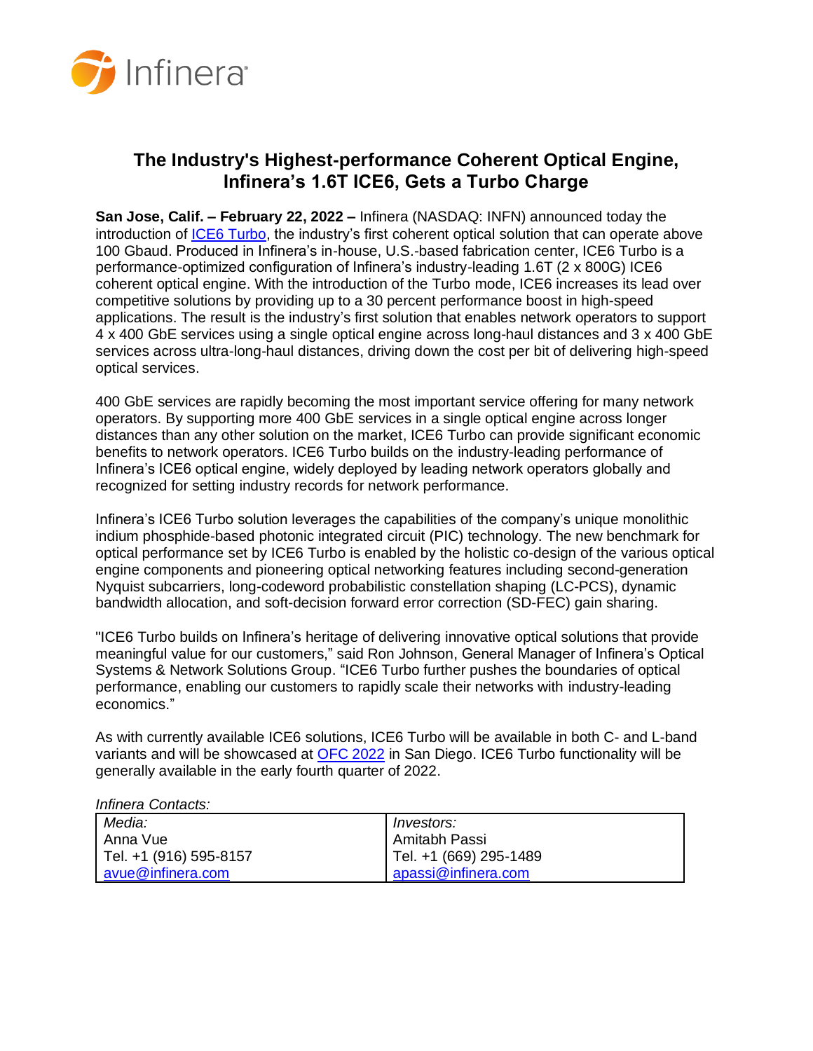# The Industry's Highest-performance Coherent Optical Engine, Infinera's 1.6T ICE6, Gets a Turbo Charge

**San Jose, Calif. – February 22, 2022 –** Infinera (NASDAQ: INFN) announced today the introduction of ICE6 Turbo, the industry's first coherent optical solution that can operate above 100 Gbaud. Produced in Infinera's in-house, U.S.-based fabrication center, ICE6 Turbo is a performance-optimized configuration of Infinera's industry-leading 1.6T (2 x 800G) ICE6 coherent optical engine. With the introduction of the Turbo mode, ICE6 increases its lead over competitive solutions by providing up to a 30 percent performance boost in high-speed applications. The result is the industry's first solution that enables network operators to support 4 x 400 GbE services using a single optical engine across long-haul distances and 3 x 400 GbE services across ultra-long-haul distances, driving down the cost per bit of delivering high-speed optical services.

400 GbE services are rapidly becoming the most important service offering for many network operators. By supporting more 400 GbE services in a single optical engine across longer distances than any other solution on the market, ICE6 Turbo can provide significant economic benefits to network operators. ICE6 Turbo builds on the industry-leading performance of Infinera's ICE6 optical engine, widely deployed by leading network operators globally and recognized for setting industry records for network performance.

Infinera's ICE6 Turbo solution leverages the capabilities of the company's unique monolithic indium phosphide-based photonic integrated circuit (PIC) technology. The new benchmark for optical performance set by ICE6 Turbo is enabled by the holistic co-design of the various optical engine components and pioneering optical networking features including second-generation Nyquist subcarriers, long-codeword probabilistic constellation shaping (LC-PCS), dynamic bandwidth allocation, and soft-decision forward error correction (SD-FEC) gain sharing.

"ICE6 Turbo builds on Infinera's heritage of delivering innovative optical solutions that provide meaningful value for our customers," said Ron Johnson, General Manager of Infinera's Optical Systems & Network Solutions Group. "ICE6 Turbo further pushes the boundaries of optical performance, enabling our customers to rapidly scale their networks with industry-leading economics."

As with currently available ICE6 solutions, ICE6 Turbo will be available in both C- and L-band variants and will be showcased at OFC 2022 in San Diego. ICE6 Turbo functionality will be generally available in the early fourth quarter of 2022.

*Infinera Contacts:*

| *Media:* | *Investors:* |
|---|---|
| Anna Vue | Amitabh Passi |
| Tel. +1 (916) 595-8157 | Tel. +1 (669) 295-1489 |
| avue@infinera.com | apassi@infinera.com |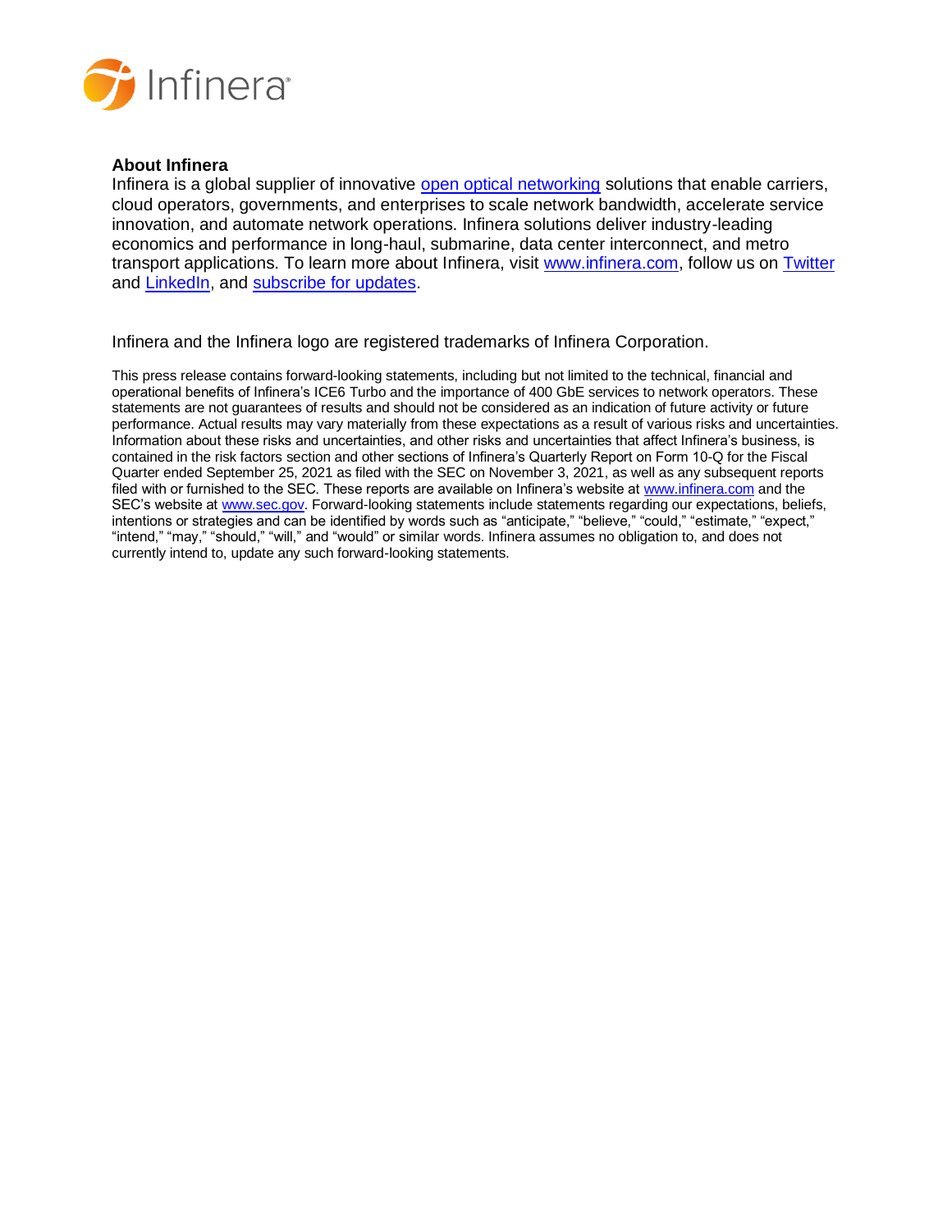**About Infinera**
Infinera is a global supplier of innovative open optical networking solutions that enable carriers, cloud operators, governments, and enterprises to scale network bandwidth, accelerate service innovation, and automate network operations. Infinera solutions deliver industry-leading economics and performance in long-haul, submarine, data center interconnect, and metro transport applications. To learn more about Infinera, visit www.infinera.com, follow us on Twitter and LinkedIn, and subscribe for updates.

Infinera and the Infinera logo are registered trademarks of Infinera Corporation.

This press release contains forward-looking statements, including but not limited to the technical, financial and operational benefits of Infinera's ICE6 Turbo and the importance of 400 GbE services to network operators. These statements are not guarantees of results and should not be considered as an indication of future activity or future performance. Actual results may vary materially from these expectations as a result of various risks and uncertainties. Information about these risks and uncertainties, and other risks and uncertainties that affect Infinera's business, is contained in the risk factors section and other sections of Infinera's Quarterly Report on Form 10-Q for the Fiscal Quarter ended September 25, 2021 as filed with the SEC on November 3, 2021, as well as any subsequent reports filed with or furnished to the SEC. These reports are available on Infinera's website at www.infinera.com and the SEC's website at www.sec.gov. Forward-looking statements include statements regarding our expectations, beliefs, intentions or strategies and can be identified by words such as "anticipate," "believe," "could," "estimate," "expect," "intend," "may," "should," "will," and "would" or similar words. Infinera assumes no obligation to, and does not currently intend to, update any such forward-looking statements.